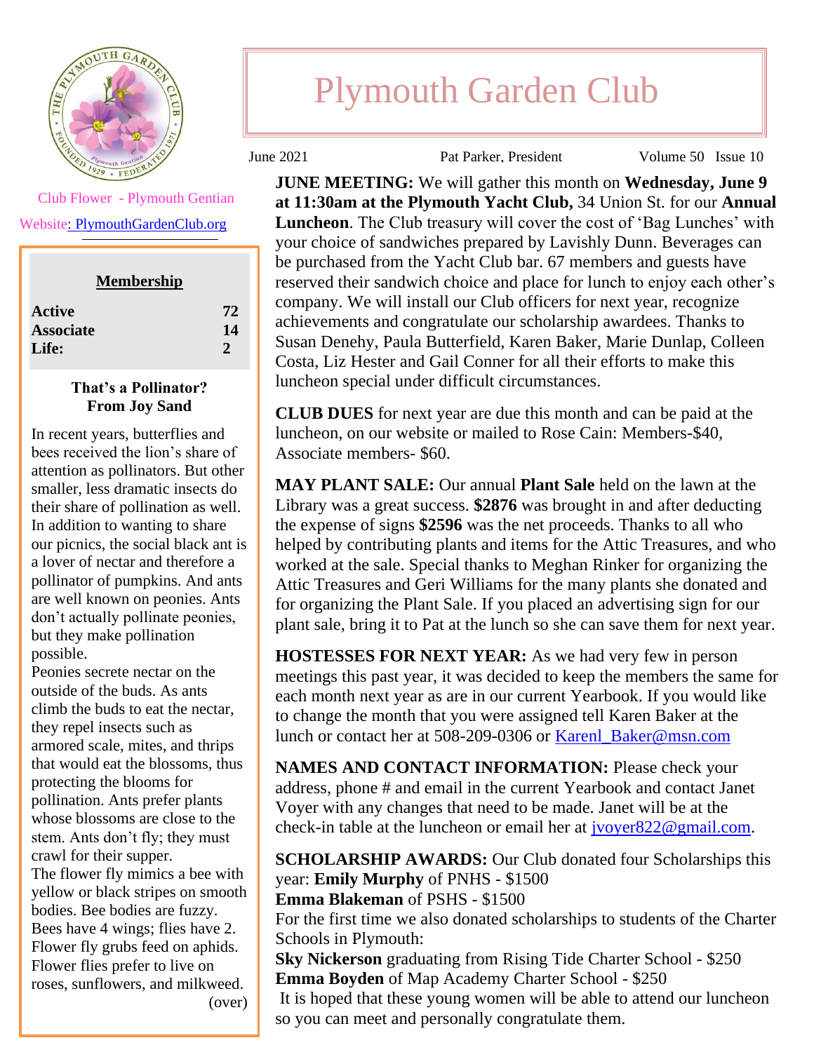# Plymouth Garden Club

June 2021 Pat Parker, President Volume 50 Issue 10

Club Flower - Plymouth Gentian

Website: PlymouthGardenClub.org

**Membership**

| | |
|---|---|
| **Active** | **72** |
| **Associate** | **14** |
| **Life:** | **2** |

**That's a Pollinator?**
**From Joy Sand**

In recent years, butterflies and bees received the lion's share of attention as pollinators. But other smaller, less dramatic insects do their share of pollination as well. In addition to wanting to share our picnics, the social black ant is a lover of nectar and therefore a pollinator of pumpkins. And ants are well known on peonies. Ants don't actually pollinate peonies, but they make pollination possible.

Peonies secrete nectar on the outside of the buds. As ants climb the buds to eat the nectar, they repel insects such as armored scale, mites, and thrips that would eat the blossoms, thus protecting the blooms for pollination. Ants prefer plants whose blossoms are close to the stem. Ants don't fly; they must crawl for their supper.

The flower fly mimics a bee with yellow or black stripes on smooth bodies. Bee bodies are fuzzy. Bees have 4 wings; flies have 2. Flower fly grubs feed on aphids. Flower flies prefer to live on roses, sunflowers, and milkweed.

(over)

**JUNE MEETING:** We will gather this month on **Wednesday, June 9 at 11:30am at the Plymouth Yacht Club,** 34 Union St. for our **Annual Luncheon**. The Club treasury will cover the cost of 'Bag Lunches' with your choice of sandwiches prepared by Lavishly Dunn. Beverages can be purchased from the Yacht Club bar. 67 members and guests have reserved their sandwich choice and place for lunch to enjoy each other's company. We will install our Club officers for next year, recognize achievements and congratulate our scholarship awardees. Thanks to Susan Denehy, Paula Butterfield, Karen Baker, Marie Dunlap, Colleen Costa, Liz Hester and Gail Conner for all their efforts to make this luncheon special under difficult circumstances.

**CLUB DUES** for next year are due this month and can be paid at the luncheon, on our website or mailed to Rose Cain: Members-$40, Associate members- $60.

**MAY PLANT SALE:** Our annual **Plant Sale** held on the lawn at the Library was a great success. **$2876** was brought in and after deducting the expense of signs **$2596** was the net proceeds. Thanks to all who helped by contributing plants and items for the Attic Treasures, and who worked at the sale. Special thanks to Meghan Rinker for organizing the Attic Treasures and Geri Williams for the many plants she donated and for organizing the Plant Sale. If you placed an advertising sign for our plant sale, bring it to Pat at the lunch so she can save them for next year.

**HOSTESSES FOR NEXT YEAR:** As we had very few in person meetings this past year, it was decided to keep the members the same for each month next year as are in our current Yearbook. If you would like to change the month that you were assigned tell Karen Baker at the lunch or contact her at 508-209-0306 or Karenl_Baker@msn.com

**NAMES AND CONTACT INFORMATION:** Please check your address, phone # and email in the current Yearbook and contact Janet Voyer with any changes that need to be made. Janet will be at the check-in table at the luncheon or email her at jvoyer822@gmail.com.

**SCHOLARSHIP AWARDS:** Our Club donated four Scholarships this year: **Emily Murphy** of PNHS - $1500
**Emma Blakeman** of PSHS - $1500
For the first time we also donated scholarships to students of the Charter Schools in Plymouth:
**Sky Nickerson** graduating from Rising Tide Charter School - $250
**Emma Boyden** of Map Academy Charter School - $250
It is hoped that these young women will be able to attend our luncheon so you can meet and personally congratulate them.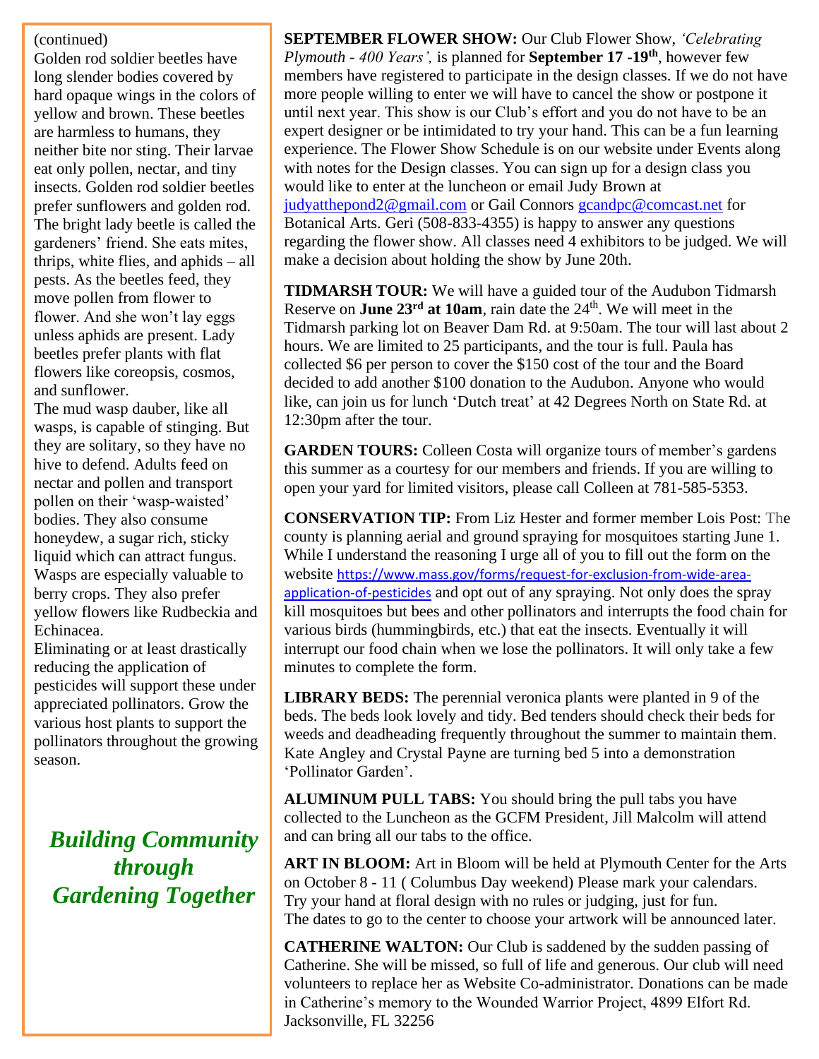(continued)

Golden rod soldier beetles have long slender bodies covered by hard opaque wings in the colors of yellow and brown. These beetles are harmless to humans, they neither bite nor sting. Their larvae eat only pollen, nectar, and tiny insects. Golden rod soldier beetles prefer sunflowers and golden rod. The bright lady beetle is called the gardeners' friend. She eats mites, thrips, white flies, and aphids – all pests. As the beetles feed, they move pollen from flower to flower. And she won't lay eggs unless aphids are present. Lady beetles prefer plants with flat flowers like coreopsis, cosmos, and sunflower.

The mud wasp dauber, like all wasps, is capable of stinging. But they are solitary, so they have no hive to defend. Adults feed on nectar and pollen and transport pollen on their 'wasp-waisted' bodies. They also consume honeydew, a sugar rich, sticky liquid which can attract fungus. Wasps are especially valuable to berry crops. They also prefer yellow flowers like Rudbeckia and Echinacea.

Eliminating or at least drastically reducing the application of pesticides will support these under appreciated pollinators. Grow the various host plants to support the pollinators throughout the growing season.

***Building Community through Gardening Together***

**SEPTEMBER FLOWER SHOW:** Our Club Flower Show, *'Celebrating Plymouth - 400 Years',* is planned for **September 17 -19th**, however few members have registered to participate in the design classes. If we do not have more people willing to enter we will have to cancel the show or postpone it until next year. This show is our Club's effort and you do not have to be an expert designer or be intimidated to try your hand. This can be a fun learning experience. The Flower Show Schedule is on our website under Events along with notes for the Design classes. You can sign up for a design class you would like to enter at the luncheon or email Judy Brown at judyatthepond2@gmail.com or Gail Connors gcandpc@comcast.net for Botanical Arts. Geri (508-833-4355) is happy to answer any questions regarding the flower show. All classes need 4 exhibitors to be judged. We will make a decision about holding the show by June 20th.

**TIDMARSH TOUR:** We will have a guided tour of the Audubon Tidmarsh Reserve on **June 23rd at 10am**, rain date the 24th. We will meet in the Tidmarsh parking lot on Beaver Dam Rd. at 9:50am. The tour will last about 2 hours. We are limited to 25 participants, and the tour is full. Paula has collected $6 per person to cover the $150 cost of the tour and the Board decided to add another $100 donation to the Audubon. Anyone who would like, can join us for lunch 'Dutch treat' at 42 Degrees North on State Rd. at 12:30pm after the tour.

**GARDEN TOURS:** Colleen Costa will organize tours of member's gardens this summer as a courtesy for our members and friends. If you are willing to open your yard for limited visitors, please call Colleen at 781-585-5353.

**CONSERVATION TIP:** From Liz Hester and former member Lois Post: The county is planning aerial and ground spraying for mosquitoes starting June 1. While I understand the reasoning I urge all of you to fill out the form on the website https://www.mass.gov/forms/request-for-exclusion-from-wide-area-application-of-pesticides and opt out of any spraying. Not only does the spray kill mosquitoes but bees and other pollinators and interrupts the food chain for various birds (hummingbirds, etc.) that eat the insects. Eventually it will interrupt our food chain when we lose the pollinators. It will only take a few minutes to complete the form.

**LIBRARY BEDS:** The perennial veronica plants were planted in 9 of the beds. The beds look lovely and tidy. Bed tenders should check their beds for weeds and deadheading frequently throughout the summer to maintain them. Kate Angley and Crystal Payne are turning bed 5 into a demonstration 'Pollinator Garden'.

**ALUMINUM PULL TABS:** You should bring the pull tabs you have collected to the Luncheon as the GCFM President, Jill Malcolm will attend and can bring all our tabs to the office.

**ART IN BLOOM:** Art in Bloom will be held at Plymouth Center for the Arts on October 8 - 11 ( Columbus Day weekend) Please mark your calendars. Try your hand at floral design with no rules or judging, just for fun. The dates to go to the center to choose your artwork will be announced later.

**CATHERINE WALTON:** Our Club is saddened by the sudden passing of Catherine. She will be missed, so full of life and generous. Our club will need volunteers to replace her as Website Co-administrator. Donations can be made in Catherine's memory to the Wounded Warrior Project, 4899 Elfort Rd. Jacksonville, FL 32256